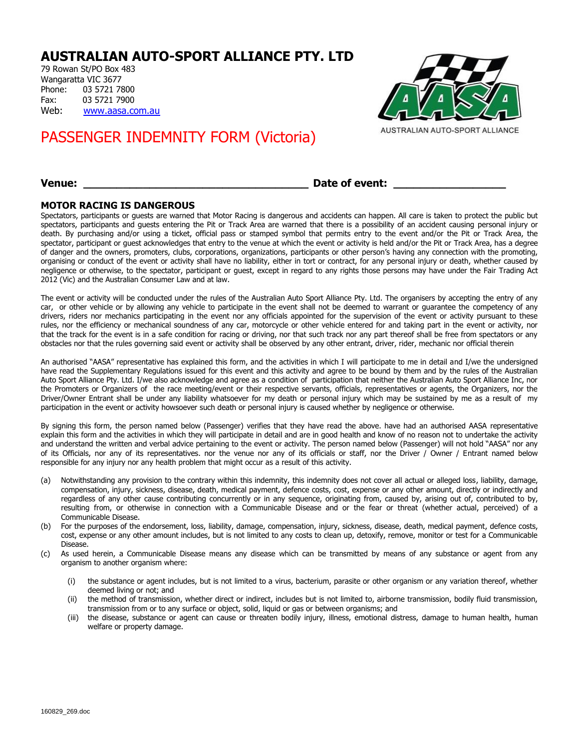# AUSTRALIAN AUTO-SPORT ALLIANCE PTY. LTD

79 Rowan St/PO Box 483
Wangaratta VIC 3677
Phone: 03 5721 7800
Fax: 03 5721 7900
Web: www.aasa.com.au

AUSTRALIAN AUTO-SPORT ALLIANCE

## PASSENGER INDEMNITY FORM (Victoria)

**Venue:** ________________________________ **Date of event:** ________________

### MOTOR RACING IS DANGEROUS

Spectators, participants or guests are warned that Motor Racing is dangerous and accidents can happen. All care is taken to protect the public but spectators, participants and guests entering the Pit or Track Area are warned that there is a possibility of an accident causing personal injury or death. By purchasing and/or using a ticket, official pass or stamped symbol that permits entry to the event and/or the Pit or Track Area, the spectator, participant or guest acknowledges that entry to the venue at which the event or activity is held and/or the Pit or Track Area, has a degree of danger and the owners, promoters, clubs, corporations, organizations, participants or other person's having any connection with the promoting, organising or conduct of the event or activity shall have no liability, either in tort or contract, for any personal injury or death, whether caused by negligence or otherwise, to the spectator, participant or guest, except in regard to any rights those persons may have under the Fair Trading Act 2012 (Vic) and the Australian Consumer Law and at law.

The event or activity will be conducted under the rules of the Australian Auto Sport Alliance Pty. Ltd. The organisers by accepting the entry of any car, or other vehicle or by allowing any vehicle to participate in the event shall not be deemed to warrant or guarantee the competency of any drivers, riders nor mechanics participating in the event nor any officials appointed for the supervision of the event or activity pursuant to these rules, nor the efficiency or mechanical soundness of any car, motorcycle or other vehicle entered for and taking part in the event or activity, nor that the track for the event is in a safe condition for racing or driving, nor that such track nor any part thereof shall be free from spectators or any obstacles nor that the rules governing said event or activity shall be observed by any other entrant, driver, rider, mechanic nor official therein

An authorised "AASA" representative has explained this form, and the activities in which I will participate to me in detail and I/we the undersigned have read the Supplementary Regulations issued for this event and this activity and agree to be bound by them and by the rules of the Australian Auto Sport Alliance Pty. Ltd. I/we also acknowledge and agree as a condition of participation that neither the Australian Auto Sport Alliance Inc, nor the Promoters or Organizers of the race meeting/event or their respective servants, officials, representatives or agents, the Organizers, nor the Driver/Owner Entrant shall be under any liability whatsoever for my death or personal injury which may be sustained by me as a result of my participation in the event or activity howsoever such death or personal injury is caused whether by negligence or otherwise.

By signing this form, the person named below (Passenger) verifies that they have read the above. have had an authorised AASA representative explain this form and the activities in which they will participate in detail and are in good health and know of no reason not to undertake the activity and understand the written and verbal advice pertaining to the event or activity. The person named below (Passenger) will not hold "AASA" nor any of its Officials, nor any of its representatives. nor the venue nor any of its officials or staff, nor the Driver / Owner / Entrant named below responsible for any injury nor any health problem that might occur as a result of this activity.

(a) Notwithstanding any provision to the contrary within this indemnity, this indemnity does not cover all actual or alleged loss, liability, damage, compensation, injury, sickness, disease, death, medical payment, defence costs, cost, expense or any other amount, directly or indirectly and regardless of any other cause contributing concurrently or in any sequence, originating from, caused by, arising out of, contributed to by, resulting from, or otherwise in connection with a Communicable Disease and or the fear or threat (whether actual, perceived) of a Communicable Disease.

(b) For the purposes of the endorsement, loss, liability, damage, compensation, injury, sickness, disease, death, medical payment, defence costs, cost, expense or any other amount includes, but is not limited to any costs to clean up, detoxify, remove, monitor or test for a Communicable Disease.

(c) As used herein, a Communicable Disease means any disease which can be transmitted by means of any substance or agent from any organism to another organism where:

   (i) the substance or agent includes, but is not limited to a virus, bacterium, parasite or other organism or any variation thereof, whether deemed living or not; and

   (ii) the method of transmission, whether direct or indirect, includes but is not limited to, airborne transmission, bodily fluid transmission, transmission from or to any surface or object, solid, liquid or gas or between organisms; and

   (iii) the disease, substance or agent can cause or threaten bodily injury, illness, emotional distress, damage to human health, human welfare or property damage.

160829_269.doc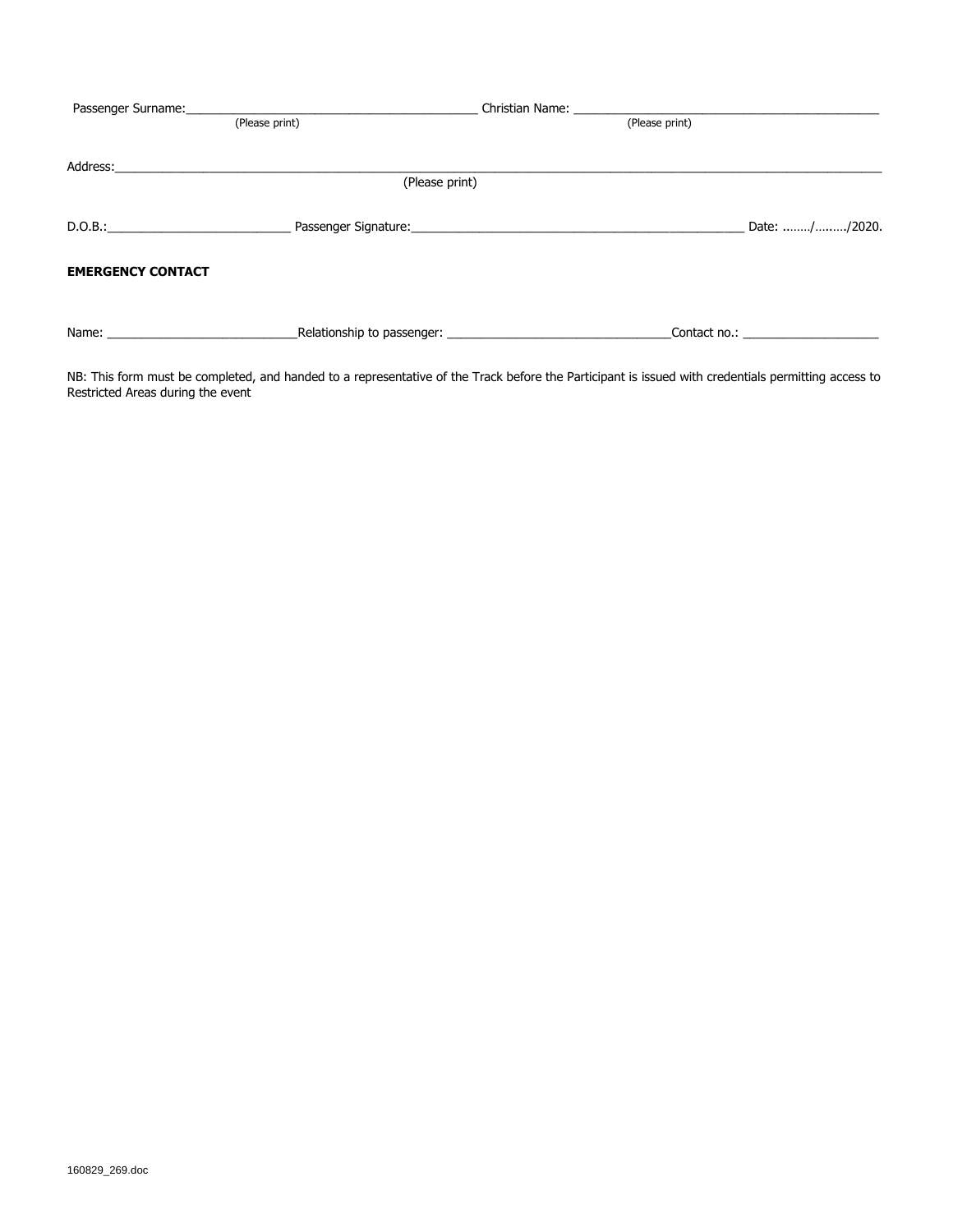Passenger Surname:_________________________________________ Christian Name: _____________________________________________
(Please print) (Please print)

Address:_______________________________________________________________________________________________________________________
(Please print)

D.O.B.:___________________________ Passenger Signature:__________________________________________________ Date: ……../………/2020.

**EMERGENCY CONTACT**

Name: ____________________________Relationship to passenger: _________________________________Contact no.: ____________________

NB: This form must be completed, and handed to a representative of the Track before the Participant is issued with credentials permitting access to Restricted Areas during the event

160829_269.doc